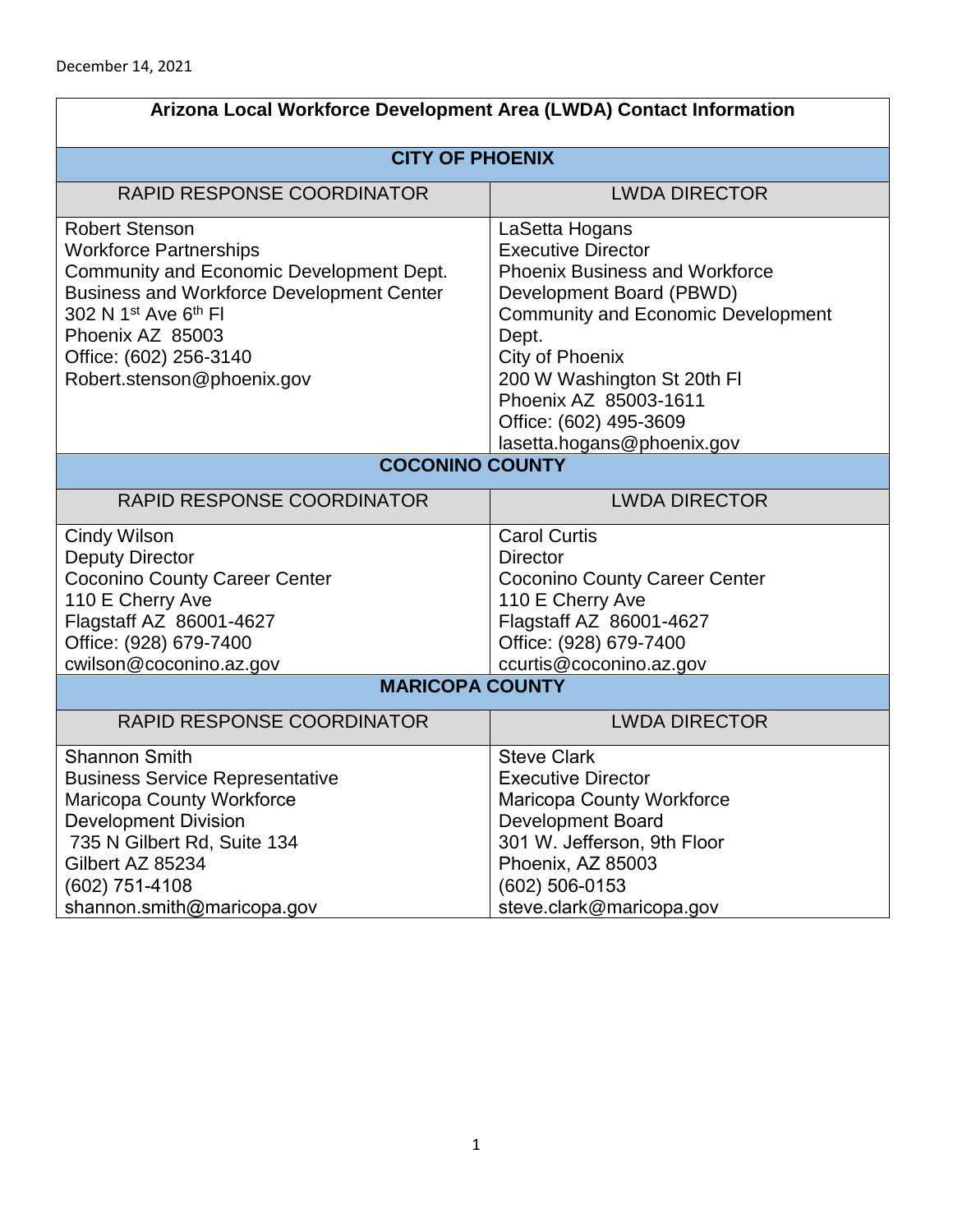December 14, 2021

| **Arizona Local Workforce Development Area (LWDA) Contact Information** | |
|---|---|
| **CITY OF PHOENIX** | |
| RAPID RESPONSE COORDINATOR | LWDA DIRECTOR |
| Robert Stenson<br>Workforce Partnerships<br>Community and Economic Development Dept.<br>Business and Workforce Development Center<br>302 N 1st Ave 6th Fl<br>Phoenix AZ 85003<br>Office: (602) 256-3140<br>Robert.stenson@phoenix.gov | LaSetta Hogans<br>Executive Director<br>Phoenix Business and Workforce Development Board (PBWD)<br>Community and Economic Development Dept.<br>City of Phoenix<br>200 W Washington St 20th Fl<br>Phoenix AZ 85003-1611<br>Office: (602) 495-3609<br>lasetta.hogans@phoenix.gov |
| **COCONINO COUNTY** | |
| RAPID RESPONSE COORDINATOR | LWDA DIRECTOR |
| Cindy Wilson<br>Deputy Director<br>Coconino County Career Center<br>110 E Cherry Ave<br>Flagstaff AZ 86001-4627<br>Office: (928) 679-7400<br>cwilson@coconino.az.gov | Carol Curtis<br>Director<br>Coconino County Career Center<br>110 E Cherry Ave<br>Flagstaff AZ 86001-4627<br>Office: (928) 679-7400<br>ccurtis@coconino.az.gov |
| **MARICOPA COUNTY** | |
| RAPID RESPONSE COORDINATOR | LWDA DIRECTOR |
| Shannon Smith<br>Business Service Representative<br>Maricopa County Workforce Development Division<br>735 N Gilbert Rd, Suite 134<br>Gilbert AZ 85234<br>(602) 751-4108<br>shannon.smith@maricopa.gov | Steve Clark<br>Executive Director<br>Maricopa County Workforce Development Board<br>301 W. Jefferson, 9th Floor<br>Phoenix, AZ 85003<br>(602) 506-0153<br>steve.clark@maricopa.gov |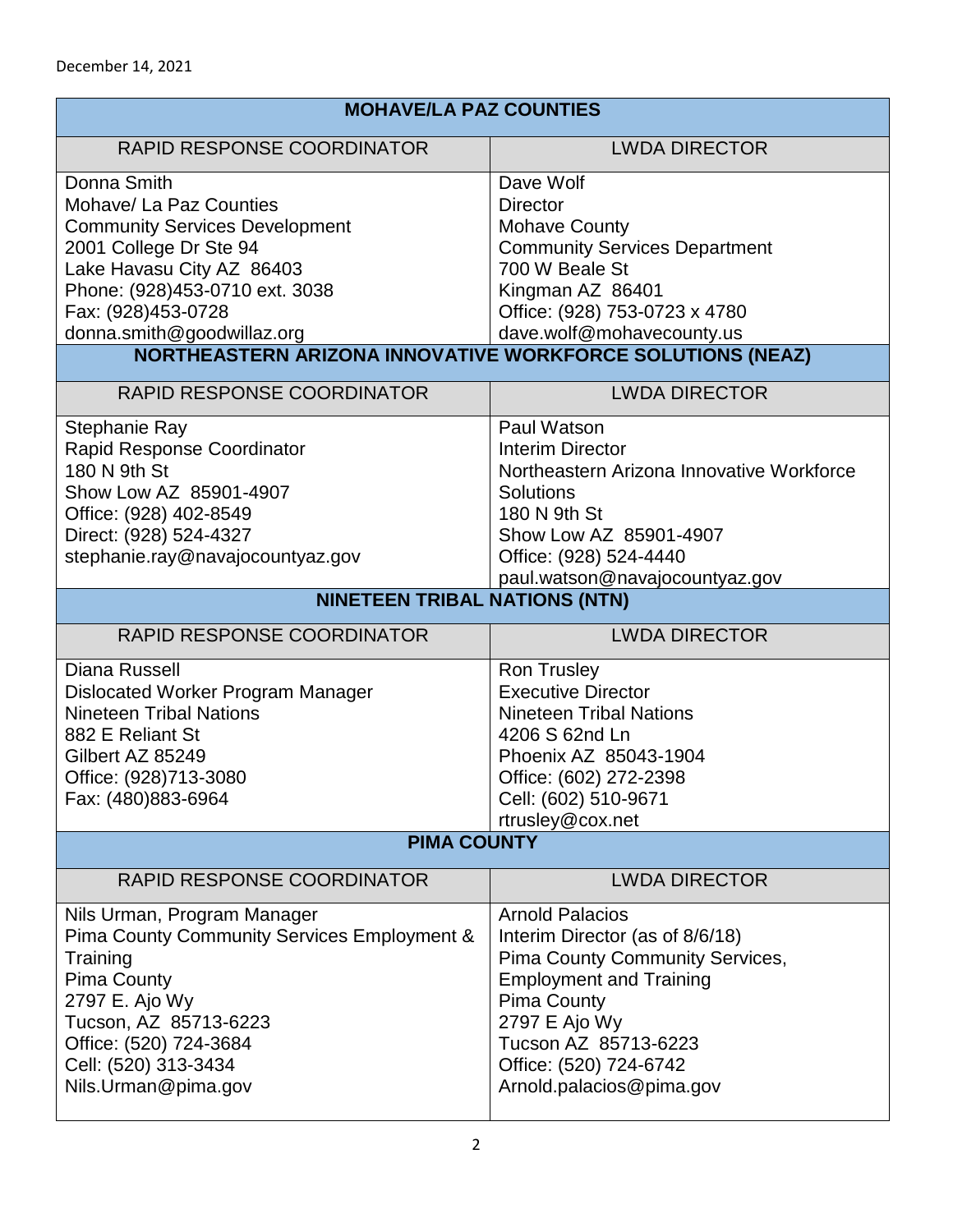December 14, 2021

| MOHAVE/LA PAZ COUNTIES | |
|---|---|
| RAPID RESPONSE COORDINATOR | LWDA DIRECTOR |
| Donna Smith<br>Mohave/ La Paz Counties<br>Community Services Development<br>2001 College Dr Ste 94<br>Lake Havasu City AZ 86403<br>Phone: (928)453-0710 ext. 3038<br>Fax: (928)453-0728<br>donna.smith@goodwillaz.org | Dave Wolf<br>Director<br>Mohave County<br>Community Services Department<br>700 W Beale St<br>Kingman AZ 86401<br>Office: (928) 753-0723 x 4780<br>dave.wolf@mohavecounty.us |
| **NORTHEASTERN ARIZONA INNOVATIVE WORKFORCE SOLUTIONS (NEAZ)** | |
| RAPID RESPONSE COORDINATOR | LWDA DIRECTOR |
| Stephanie Ray<br>Rapid Response Coordinator<br>180 N 9th St<br>Show Low AZ 85901-4907<br>Office: (928) 402-8549<br>Direct: (928) 524-4327<br>stephanie.ray@navajocountyaz.gov | Paul Watson<br>Interim Director<br>Northeastern Arizona Innovative Workforce Solutions<br>180 N 9th St<br>Show Low AZ 85901-4907<br>Office: (928) 524-4440<br>paul.watson@navajocountyaz.gov |
| **NINETEEN TRIBAL NATIONS (NTN)** | |
| RAPID RESPONSE COORDINATOR | LWDA DIRECTOR |
| Diana Russell<br>Dislocated Worker Program Manager<br>Nineteen Tribal Nations<br>882 E Reliant St<br>Gilbert AZ 85249<br>Office: (928)713-3080<br>Fax: (480)883-6964 | Ron Trusley<br>Executive Director<br>Nineteen Tribal Nations<br>4206 S 62nd Ln<br>Phoenix AZ 85043-1904<br>Office: (602) 272-2398<br>Cell: (602) 510-9671<br>rtrusley@cox.net |
| **PIMA COUNTY** | |
| RAPID RESPONSE COORDINATOR | LWDA DIRECTOR |
| Nils Urman, Program Manager<br>Pima County Community Services Employment & Training<br>Pima County<br>2797 E. Ajo Wy<br>Tucson, AZ 85713-6223<br>Office: (520) 724-3684<br>Cell: (520) 313-3434<br>Nils.Urman@pima.gov | Arnold Palacios<br>Interim Director (as of 8/6/18)<br>Pima County Community Services, Employment and Training<br>Pima County<br>2797 E Ajo Wy<br>Tucson AZ 85713-6223<br>Office: (520) 724-6742<br>Arnold.palacios@pima.gov |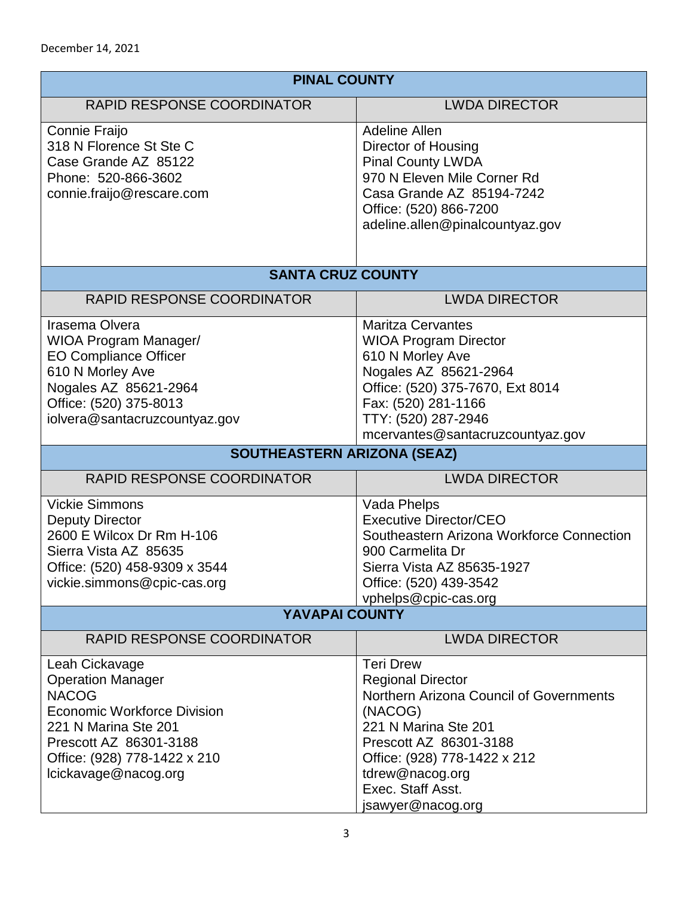December 14, 2021

| PINAL COUNTY | |
|---|---|
| RAPID RESPONSE COORDINATOR | LWDA DIRECTOR |
| Connie Fraijo<br>318 N Florence St Ste C<br>Case Grande AZ 85122<br>Phone: 520-866-3602<br>connie.fraijo@rescare.com | Adeline Allen<br>Director of Housing<br>Pinal County LWDA<br>970 N Eleven Mile Corner Rd<br>Casa Grande AZ 85194-7242<br>Office: (520) 866-7200<br>adeline.allen@pinalcountyaz.gov |
| **SANTA CRUZ COUNTY** | |
| RAPID RESPONSE COORDINATOR | LWDA DIRECTOR |
| Irasema Olvera<br>WIOA Program Manager/<br>EO Compliance Officer<br>610 N Morley Ave<br>Nogales AZ 85621-2964<br>Office: (520) 375-8013<br>iolvera@santacruzcountyaz.gov | Maritza Cervantes<br>WIOA Program Director<br>610 N Morley Ave<br>Nogales AZ 85621-2964<br>Office: (520) 375-7670, Ext 8014<br>Fax: (520) 281-1166<br>TTY: (520) 287-2946<br>mcervantes@santacruzcountyaz.gov |
| **SOUTHEASTERN ARIZONA (SEAZ)** | |
| RAPID RESPONSE COORDINATOR | LWDA DIRECTOR |
| Vickie Simmons<br>Deputy Director<br>2600 E Wilcox Dr Rm H-106<br>Sierra Vista AZ 85635<br>Office: (520) 458-9309 x 3544<br>vickie.simmons@cpic-cas.org | Vada Phelps<br>Executive Director/CEO<br>Southeastern Arizona Workforce Connection<br>900 Carmelita Dr<br>Sierra Vista AZ 85635-1927<br>Office: (520) 439-3542<br>vphelps@cpic-cas.org |
| **YAVAPAI COUNTY** | |
| RAPID RESPONSE COORDINATOR | LWDA DIRECTOR |
| Leah Cickavage<br>Operation Manager<br>NACOG<br>Economic Workforce Division<br>221 N Marina Ste 201<br>Prescott AZ 86301-3188<br>Office: (928) 778-1422 x 210<br>lcickavage@nacog.org | Teri Drew<br>Regional Director<br>Northern Arizona Council of Governments (NACOG)<br>221 N Marina Ste 201<br>Prescott AZ 86301-3188<br>Office: (928) 778-1422 x 212<br>tdrew@nacog.org<br>Exec. Staff Asst.<br>jsawyer@nacog.org |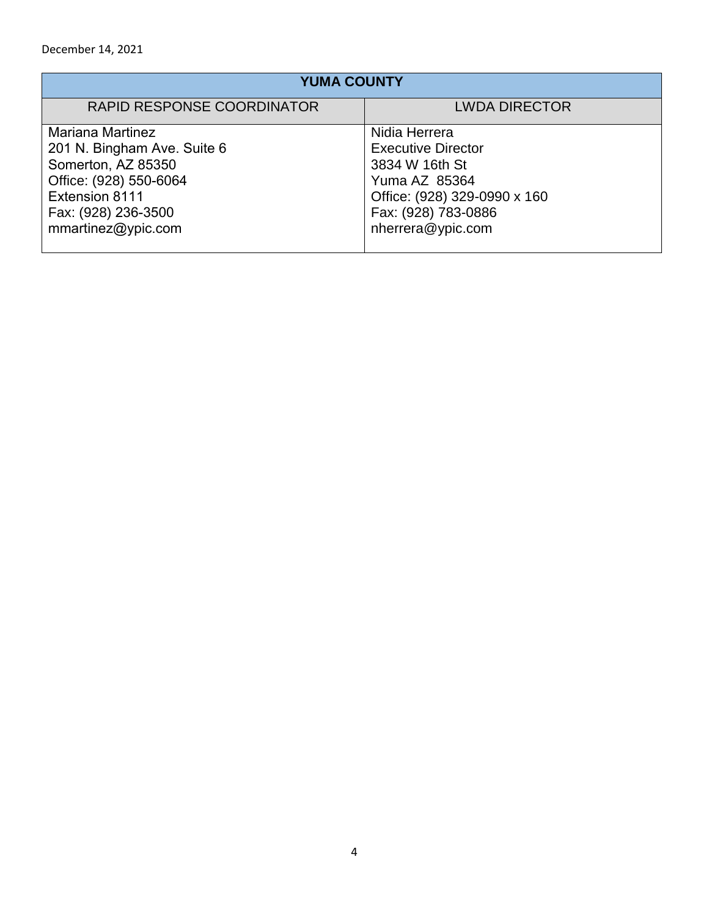December 14, 2021

| YUMA COUNTY | |
|---|---|
| RAPID RESPONSE COORDINATOR | LWDA DIRECTOR |
| Mariana Martinez<br>201 N. Bingham Ave. Suite 6<br>Somerton, AZ 85350<br>Office: (928) 550-6064<br>Extension 8111<br>Fax: (928) 236-3500<br>mmartinez@ypic.com | Nidia Herrera<br>Executive Director<br>3834 W 16th St<br>Yuma AZ 85364<br>Office: (928) 329-0990 x 160<br>Fax: (928) 783-0886<br>nherrera@ypic.com |